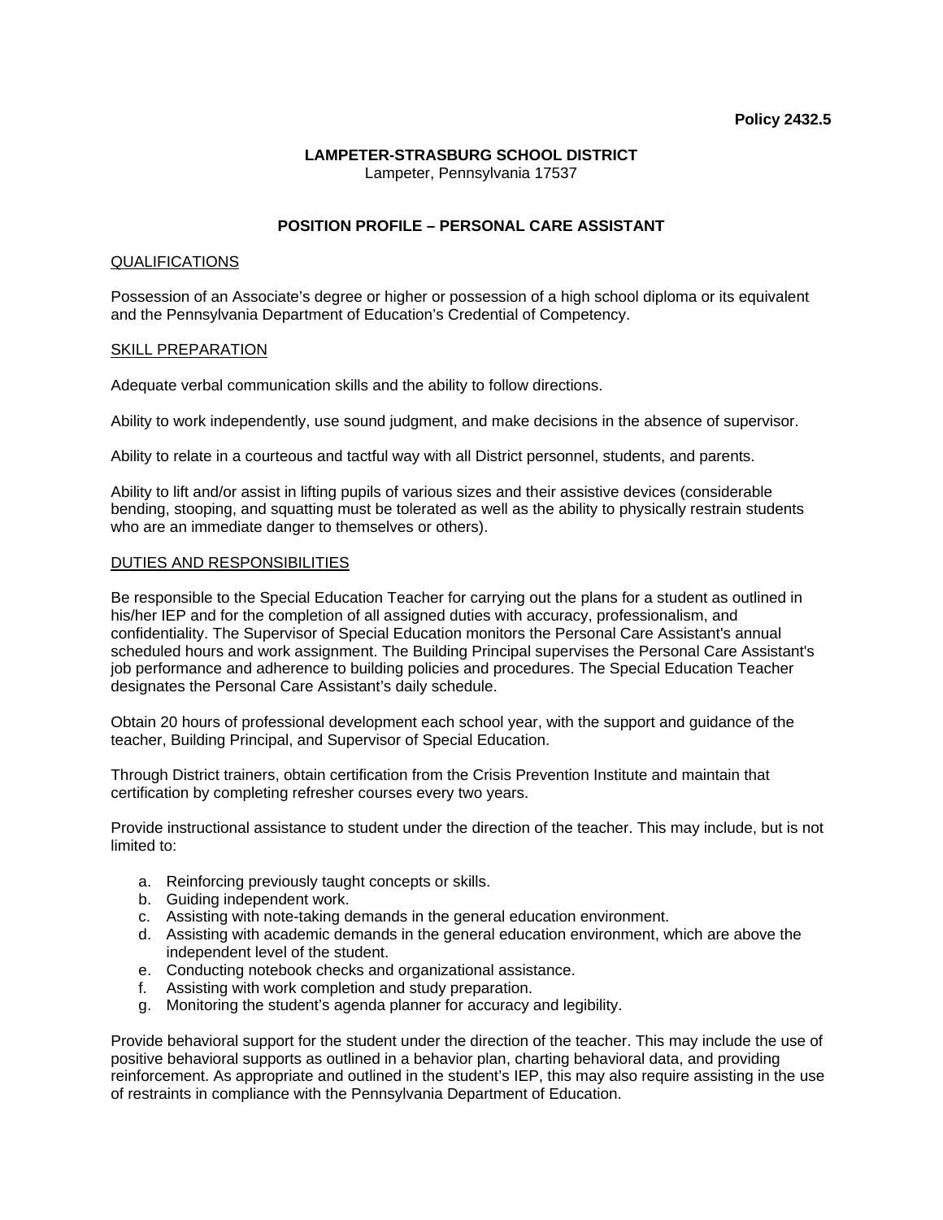**Policy 2432.5**

**LAMPETER-STRASBURG SCHOOL DISTRICT**
Lampeter, Pennsylvania 17537

# POSITION PROFILE – PERSONAL CARE ASSISTANT

## QUALIFICATIONS

Possession of an Associate's degree or higher or possession of a high school diploma or its equivalent and the Pennsylvania Department of Education's Credential of Competency.

## SKILL PREPARATION

Adequate verbal communication skills and the ability to follow directions.

Ability to work independently, use sound judgment, and make decisions in the absence of supervisor.

Ability to relate in a courteous and tactful way with all District personnel, students, and parents.

Ability to lift and/or assist in lifting pupils of various sizes and their assistive devices (considerable bending, stooping, and squatting must be tolerated as well as the ability to physically restrain students who are an immediate danger to themselves or others).

## DUTIES AND RESPONSIBILITIES

Be responsible to the Special Education Teacher for carrying out the plans for a student as outlined in his/her IEP and for the completion of all assigned duties with accuracy, professionalism, and confidentiality. The Supervisor of Special Education monitors the Personal Care Assistant's annual scheduled hours and work assignment. The Building Principal supervises the Personal Care Assistant's job performance and adherence to building policies and procedures. The Special Education Teacher designates the Personal Care Assistant's daily schedule.

Obtain 20 hours of professional development each school year, with the support and guidance of the teacher, Building Principal, and Supervisor of Special Education.

Through District trainers, obtain certification from the Crisis Prevention Institute and maintain that certification by completing refresher courses every two years.

Provide instructional assistance to student under the direction of the teacher. This may include, but is not limited to:

a. Reinforcing previously taught concepts or skills.
b. Guiding independent work.
c. Assisting with note-taking demands in the general education environment.
d. Assisting with academic demands in the general education environment, which are above the independent level of the student.
e. Conducting notebook checks and organizational assistance.
f. Assisting with work completion and study preparation.
g. Monitoring the student's agenda planner for accuracy and legibility.

Provide behavioral support for the student under the direction of the teacher. This may include the use of positive behavioral supports as outlined in a behavior plan, charting behavioral data, and providing reinforcement. As appropriate and outlined in the student's IEP, this may also require assisting in the use of restraints in compliance with the Pennsylvania Department of Education.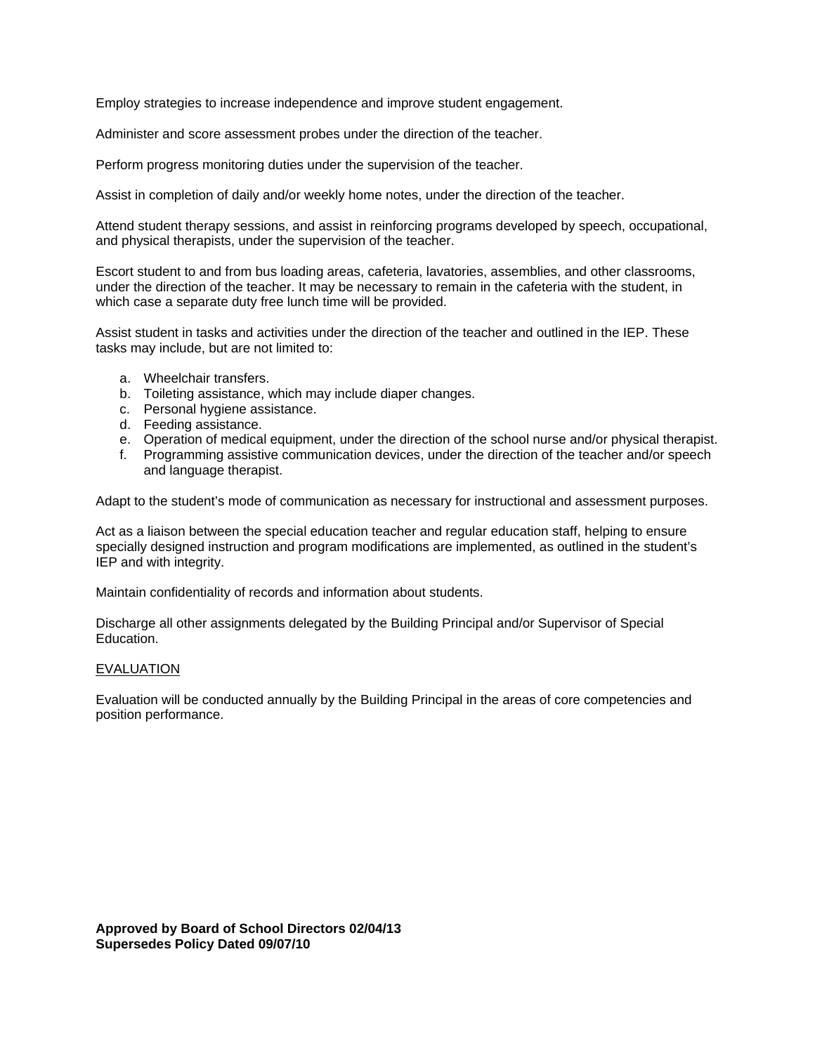Employ strategies to increase independence and improve student engagement.

Administer and score assessment probes under the direction of the teacher.

Perform progress monitoring duties under the supervision of the teacher.

Assist in completion of daily and/or weekly home notes, under the direction of the teacher.

Attend student therapy sessions, and assist in reinforcing programs developed by speech, occupational, and physical therapists, under the supervision of the teacher.

Escort student to and from bus loading areas, cafeteria, lavatories, assemblies, and other classrooms, under the direction of the teacher. It may be necessary to remain in the cafeteria with the student, in which case a separate duty free lunch time will be provided.

Assist student in tasks and activities under the direction of the teacher and outlined in the IEP. These tasks may include, but are not limited to:

a. Wheelchair transfers.
b. Toileting assistance, which may include diaper changes.
c. Personal hygiene assistance.
d. Feeding assistance.
e. Operation of medical equipment, under the direction of the school nurse and/or physical therapist.
f. Programming assistive communication devices, under the direction of the teacher and/or speech and language therapist.

Adapt to the student's mode of communication as necessary for instructional and assessment purposes.

Act as a liaison between the special education teacher and regular education staff, helping to ensure specially designed instruction and program modifications are implemented, as outlined in the student's IEP and with integrity.

Maintain confidentiality of records and information about students.

Discharge all other assignments delegated by the Building Principal and/or Supervisor of Special Education.

<u>EVALUATION</u>

Evaluation will be conducted annually by the Building Principal in the areas of core competencies and position performance.

**Approved by Board of School Directors 02/04/13**
**Supersedes Policy Dated 09/07/10**